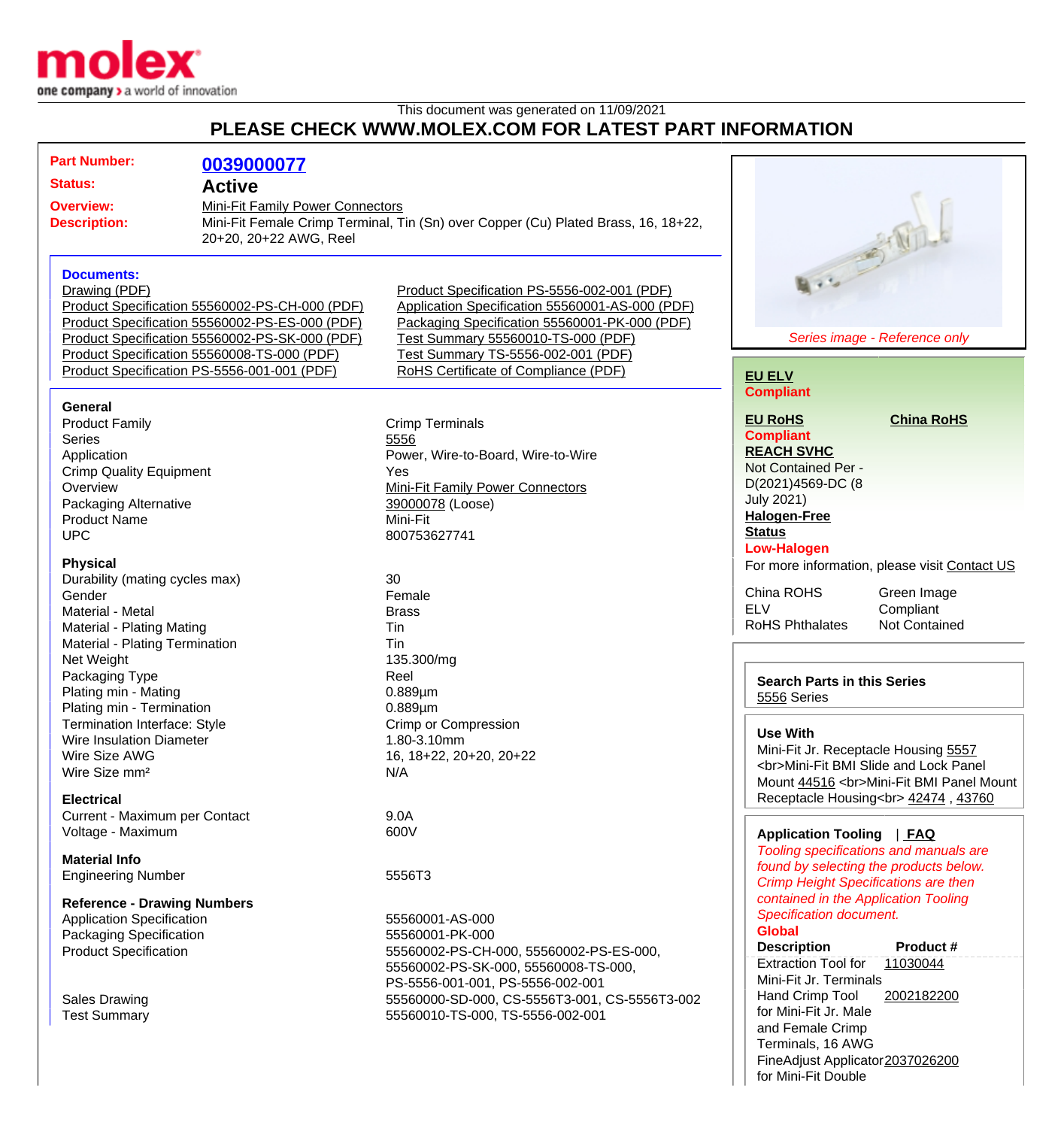This document was generated on 11/09/2021

# PLEASE CHECK WWW.MOLEX.COM FOR LATEST PART INFORMATION

| | |
|---|---|
| **Part Number:** | **0039000077** |
| **Status:** | **Active** |
| **Overview:** | Mini-Fit Family Power Connectors |
| **Description:** | Mini-Fit Female Crimp Terminal, Tin (Sn) over Copper (Cu) Plated Brass, 16, 18+22, 20+20, 20+22 AWG, Reel |

**Documents:**

- Drawing (PDF)
- Product Specification 55560002-PS-CH-000 (PDF)
- Product Specification 55560002-PS-ES-000 (PDF)
- Product Specification 55560002-PS-SK-000 (PDF)
- Product Specification 55560008-TS-000 (PDF)
- Product Specification PS-5556-001-001 (PDF)
- Product Specification PS-5556-002-001 (PDF)
- Application Specification 55560001-AS-000 (PDF)
- Packaging Specification 55560001-PK-000 (PDF)
- Test Summary 55560010-TS-000 (PDF)
- Test Summary TS-5556-002-001 (PDF)
- RoHS Certificate of Compliance (PDF)

### General

| | |
|---|---|
| Product Family | Crimp Terminals |
| Series | 5556 |
| Application | Power, Wire-to-Board, Wire-to-Wire |
| Crimp Quality Equipment | Yes |
| Overview | Mini-Fit Family Power Connectors |
| Packaging Alternative | 39000078 (Loose) |
| Product Name | Mini-Fit |
| UPC | 800753627741 |

### Physical

| | |
|---|---|
| Durability (mating cycles max) | 30 |
| Gender | Female |
| Material - Metal | Brass |
| Material - Plating Mating | Tin |
| Material - Plating Termination | Tin |
| Net Weight | 135.300/mg |
| Packaging Type | Reel |
| Plating min - Mating | 0.889µm |
| Plating min - Termination | 0.889µm |
| Termination Interface: Style | Crimp or Compression |
| Wire Insulation Diameter | 1.80-3.10mm |
| Wire Size AWG | 16, 18+22, 20+20, 20+22 |
| Wire Size mm² | N/A |

### Electrical

| | |
|---|---|
| Current - Maximum per Contact | 9.0A |
| Voltage - Maximum | 600V |

### Material Info

| | |
|---|---|
| Engineering Number | 5556T3 |

### Reference - Drawing Numbers

| | |
|---|---|
| Application Specification | 55560001-AS-000 |
| Packaging Specification | 55560001-PK-000 |
| Product Specification | 55560002-PS-CH-000, 55560002-PS-ES-000, 55560002-PS-SK-000, 55560008-TS-000, PS-5556-001-001, PS-5556-002-001 |
| Sales Drawing | 55560000-SD-000, CS-5556T3-001, CS-5556T3-002 |
| Test Summary | 55560010-TS-000, TS-5556-002-001 |

*Series image - Reference only*

**EU ELV**
**Compliant**

**EU RoHS** **China RoHS**
**Compliant**

**REACH SVHC**
Not Contained Per - D(2021)4569-DC (8 July 2021)

**Halogen-Free Status**
**Low-Halogen**

For more information, please visit Contact US

| | |
|---|---|
| China ROHS | Green Image |
| ELV | Compliant |
| RoHS Phthalates | Not Contained |

**Search Parts in this Series**
5556 Series

**Use With**
Mini-Fit Jr. Receptacle Housing 5557 <br>Mini-Fit BMI Slide and Lock Panel Mount 44516 <br>Mini-Fit BMI Panel Mount Receptacle Housing<br> 42474 , 43760

**Application Tooling** | **FAQ**

*Tooling specifications and manuals are found by selecting the products below. Crimp Height Specifications are then contained in the Application Tooling Specification document.*

**Global**

| Description | Product # |
|---|---|
| Extraction Tool for Mini-Fit Jr. Terminals | 11030044 |
| Hand Crimp Tool for Mini-Fit Jr. Male and Female Crimp Terminals, 16 AWG | 2002182200 |
| FineAdjust Applicator for Mini-Fit Double | 2037026200 |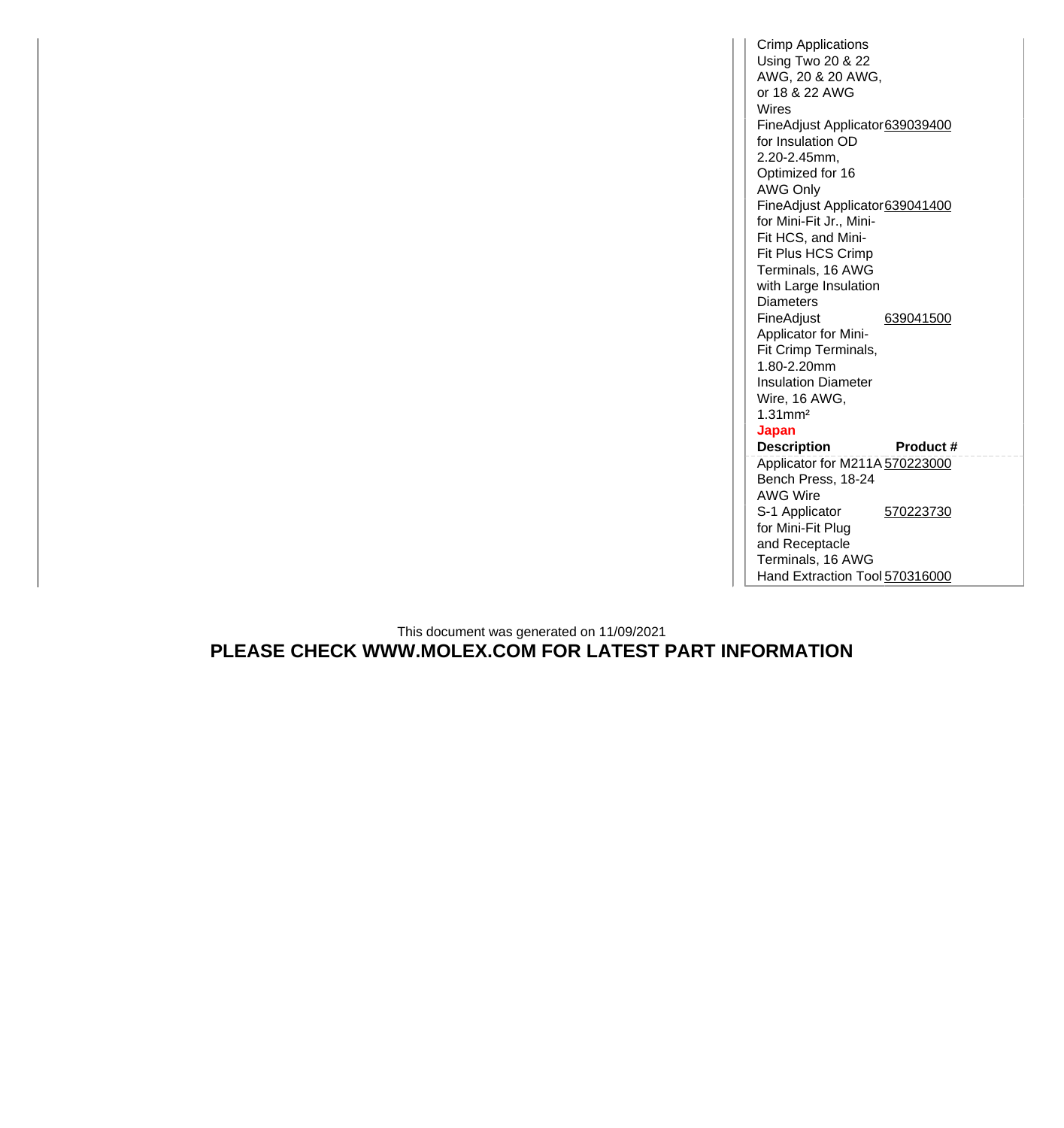| Description | Product # |
| --- | --- |
| Crimp Applications Using Two 20 & 22 AWG, 20 & 20 AWG, or 18 & 22 AWG Wires | |
| FineAdjust Applicator for Insulation OD 2.20-2.45mm, Optimized for 16 AWG Only | 639039400 |
| FineAdjust Applicator for Mini-Fit Jr., Mini-Fit HCS, and Mini-Fit Plus HCS Crimp Terminals, 16 AWG with Large Insulation Diameters | 639041400 |
| FineAdjust Applicator for Mini-Fit Crimp Terminals, 1.80-2.20mm Insulation Diameter Wire, 16 AWG, 1.31mm² | 639041500 |

**Japan**

| Description | Product # |
| --- | --- |
| Applicator for M211A Bench Press, 18-24 AWG Wire | 570223000 |
| S-1 Applicator for Mini-Fit Plug and Receptacle Terminals, 16 AWG | 570223730 |
| Hand Extraction Tool | 570316000 |

This document was generated on 11/09/2021

**PLEASE CHECK WWW.MOLEX.COM FOR LATEST PART INFORMATION**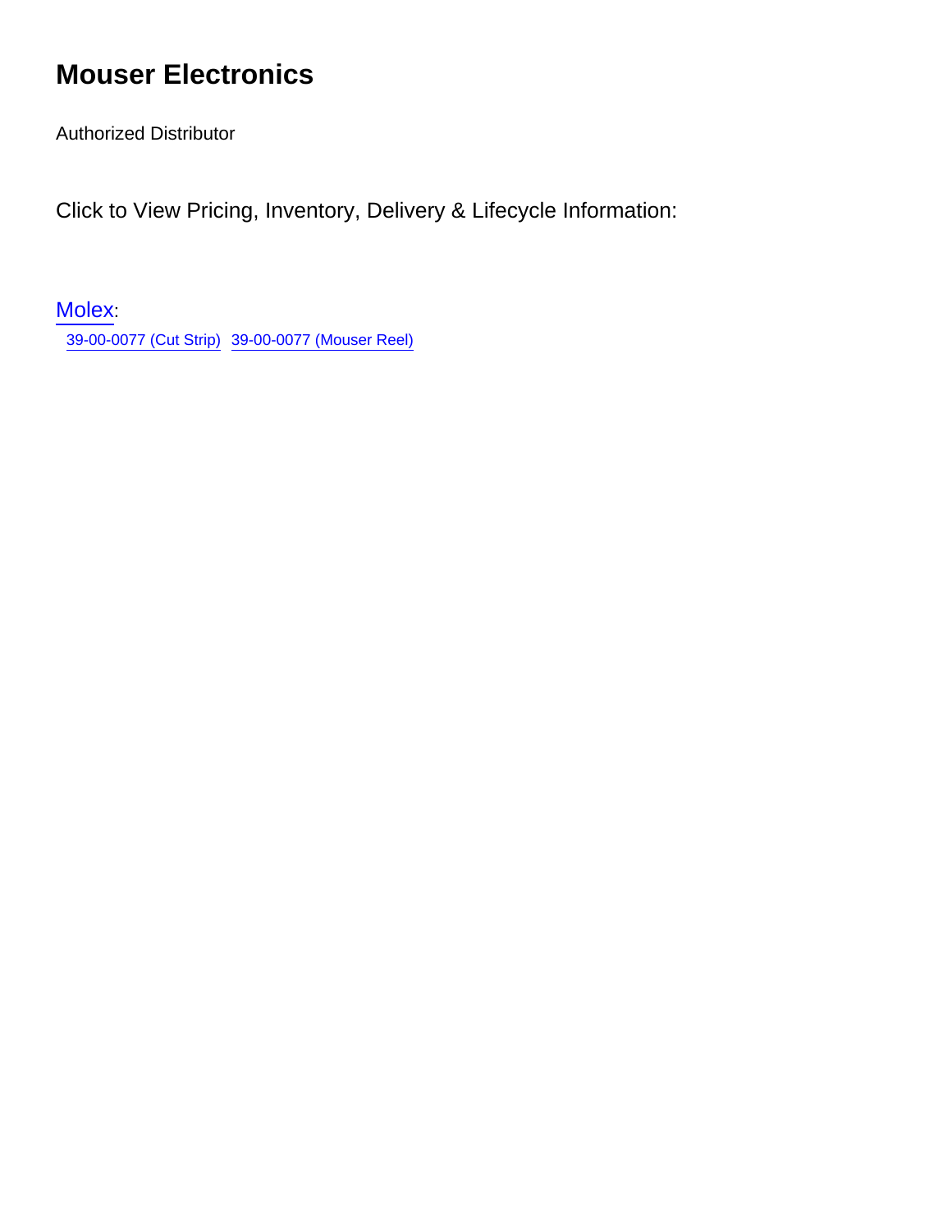# Mouser Electronics

Authorized Distributor

Click to View Pricing, Inventory, Delivery & Lifecycle Information:

Molex:

39-00-0077 (Cut Strip) 39-00-0077 (Mouser Reel)